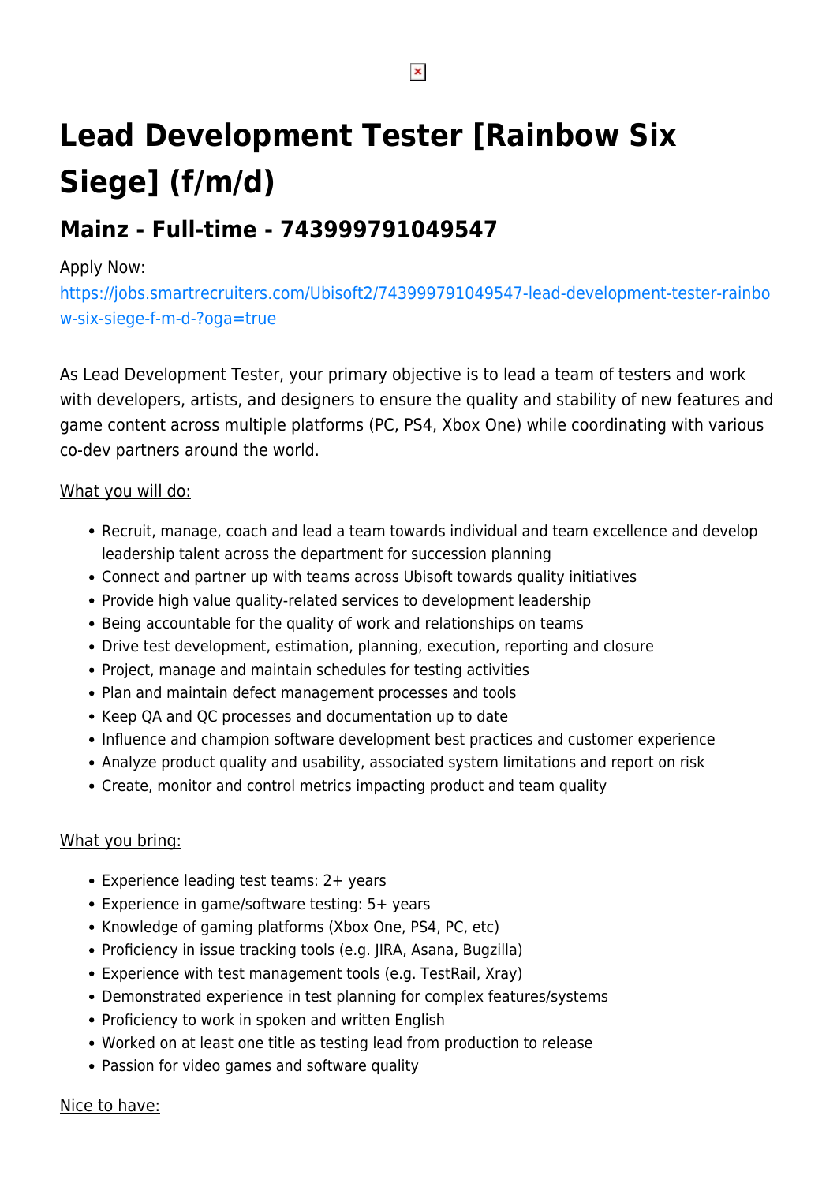# Lead Development Tester [Rainbow Six Siege] (f/m/d)

## Mainz - Full-time - 743999791049547

Apply Now:
https://jobs.smartrecruiters.com/Ubisoft2/743999791049547-lead-development-tester-rainbow-six-siege-f-m-d-?oga=true

As Lead Development Tester, your primary objective is to lead a team of testers and work with developers, artists, and designers to ensure the quality and stability of new features and game content across multiple platforms (PC, PS4, Xbox One) while coordinating with various co-dev partners around the world.

What you will do:

- Recruit, manage, coach and lead a team towards individual and team excellence and develop leadership talent across the department for succession planning
- Connect and partner up with teams across Ubisoft towards quality initiatives
- Provide high value quality-related services to development leadership
- Being accountable for the quality of work and relationships on teams
- Drive test development, estimation, planning, execution, reporting and closure
- Project, manage and maintain schedules for testing activities
- Plan and maintain defect management processes and tools
- Keep QA and QC processes and documentation up to date
- Influence and champion software development best practices and customer experience
- Analyze product quality and usability, associated system limitations and report on risk
- Create, monitor and control metrics impacting product and team quality

What you bring:

- Experience leading test teams: 2+ years
- Experience in game/software testing: 5+ years
- Knowledge of gaming platforms (Xbox One, PS4, PC, etc)
- Proficiency in issue tracking tools (e.g. JIRA, Asana, Bugzilla)
- Experience with test management tools (e.g. TestRail, Xray)
- Demonstrated experience in test planning for complex features/systems
- Proficiency to work in spoken and written English
- Worked on at least one title as testing lead from production to release
- Passion for video games and software quality

Nice to have: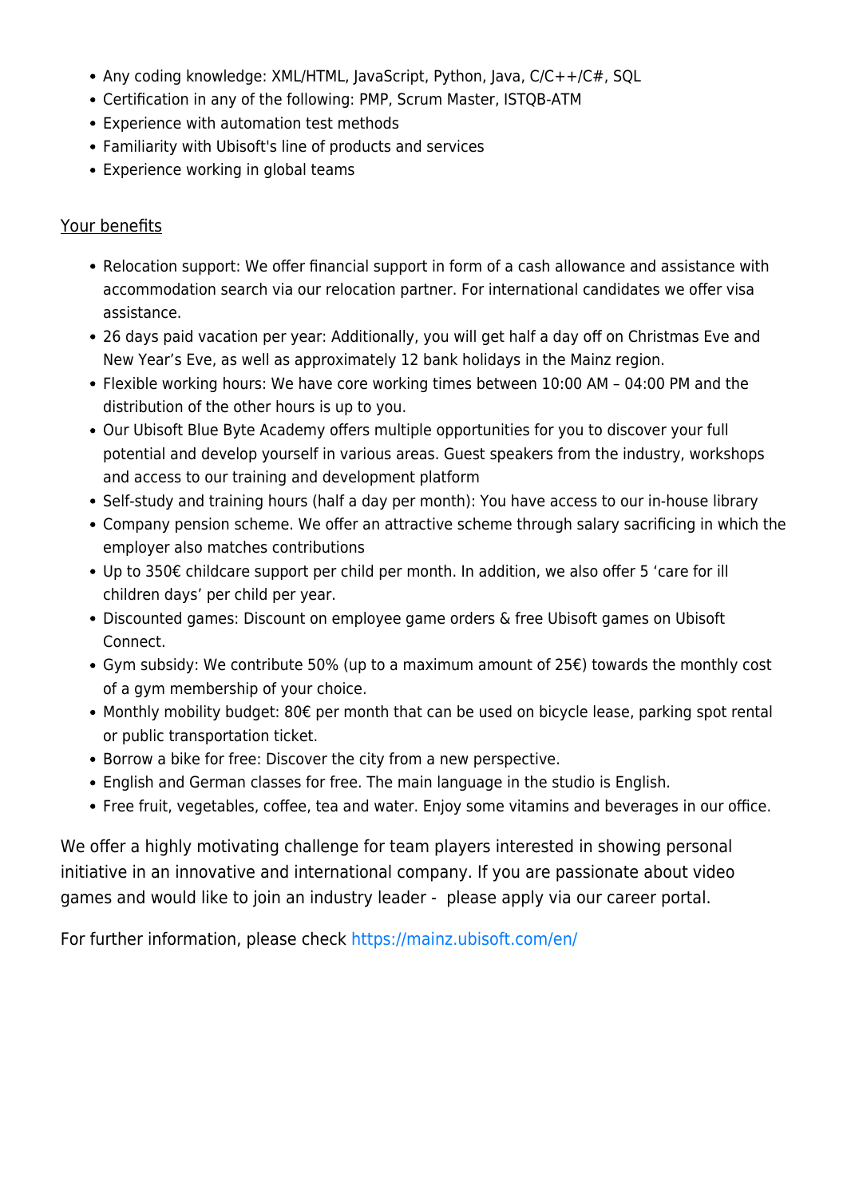- Any coding knowledge: XML/HTML, JavaScript, Python, Java, C/C++/C#, SQL
- Certification in any of the following: PMP, Scrum Master, ISTQB-ATM
- Experience with automation test methods
- Familiarity with Ubisoft's line of products and services
- Experience working in global teams

## Your benefits

- Relocation support: We offer financial support in form of a cash allowance and assistance with accommodation search via our relocation partner. For international candidates we offer visa assistance.
- 26 days paid vacation per year: Additionally, you will get half a day off on Christmas Eve and New Year's Eve, as well as approximately 12 bank holidays in the Mainz region.
- Flexible working hours: We have core working times between 10:00 AM – 04:00 PM and the distribution of the other hours is up to you.
- Our Ubisoft Blue Byte Academy offers multiple opportunities for you to discover your full potential and develop yourself in various areas. Guest speakers from the industry, workshops and access to our training and development platform
- Self-study and training hours (half a day per month): You have access to our in-house library
- Company pension scheme. We offer an attractive scheme through salary sacrificing in which the employer also matches contributions
- Up to 350€ childcare support per child per month. In addition, we also offer 5 'care for ill children days' per child per year.
- Discounted games: Discount on employee game orders & free Ubisoft games on Ubisoft Connect.
- Gym subsidy: We contribute 50% (up to a maximum amount of 25€) towards the monthly cost of a gym membership of your choice.
- Monthly mobility budget: 80€ per month that can be used on bicycle lease, parking spot rental or public transportation ticket.
- Borrow a bike for free: Discover the city from a new perspective.
- English and German classes for free. The main language in the studio is English.
- Free fruit, vegetables, coffee, tea and water. Enjoy some vitamins and beverages in our office.

We offer a highly motivating challenge for team players interested in showing personal initiative in an innovative and international company. If you are passionate about video games and would like to join an industry leader - please apply via our career portal.

For further information, please check https://mainz.ubisoft.com/en/